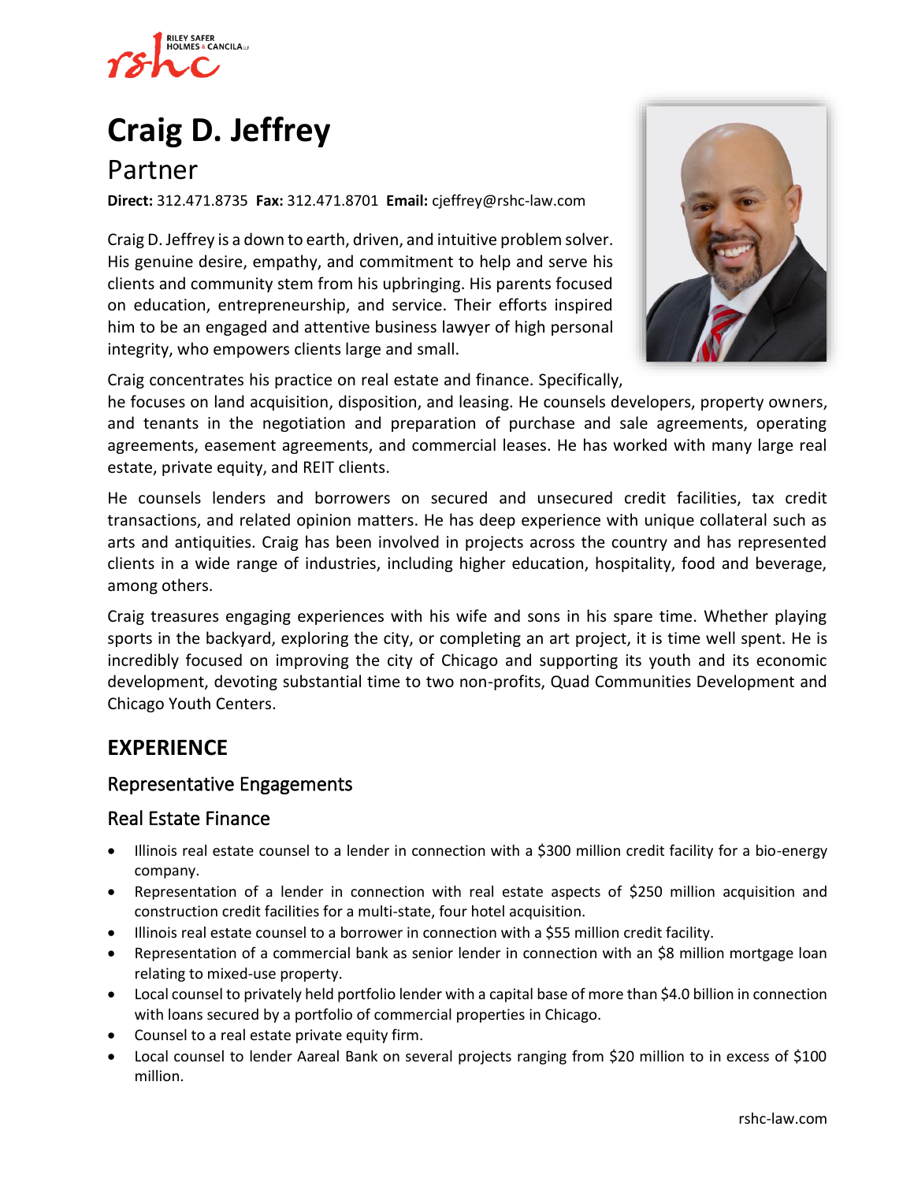# Craig D. Jeffrey

## Partner

**Direct:** 312.471.8735 **Fax:** 312.471.8701 **Email:** cjeffrey@rshc-law.com

Craig D. Jeffrey is a down to earth, driven, and intuitive problem solver. His genuine desire, empathy, and commitment to help and serve his clients and community stem from his upbringing. His parents focused on education, entrepreneurship, and service. Their efforts inspired him to be an engaged and attentive business lawyer of high personal integrity, who empowers clients large and small.

Craig concentrates his practice on real estate and finance. Specifically, he focuses on land acquisition, disposition, and leasing. He counsels developers, property owners, and tenants in the negotiation and preparation of purchase and sale agreements, operating agreements, easement agreements, and commercial leases. He has worked with many large real estate, private equity, and REIT clients.

He counsels lenders and borrowers on secured and unsecured credit facilities, tax credit transactions, and related opinion matters. He has deep experience with unique collateral such as arts and antiquities. Craig has been involved in projects across the country and has represented clients in a wide range of industries, including higher education, hospitality, food and beverage, among others.

Craig treasures engaging experiences with his wife and sons in his spare time. Whether playing sports in the backyard, exploring the city, or completing an art project, it is time well spent. He is incredibly focused on improving the city of Chicago and supporting its youth and its economic development, devoting substantial time to two non-profits, Quad Communities Development and Chicago Youth Centers.

## EXPERIENCE

### Representative Engagements

### Real Estate Finance

- Illinois real estate counsel to a lender in connection with a $300 million credit facility for a bio-energy company.
- Representation of a lender in connection with real estate aspects of $250 million acquisition and construction credit facilities for a multi-state, four hotel acquisition.
- Illinois real estate counsel to a borrower in connection with a $55 million credit facility.
- Representation of a commercial bank as senior lender in connection with an $8 million mortgage loan relating to mixed-use property.
- Local counsel to privately held portfolio lender with a capital base of more than $4.0 billion in connection with loans secured by a portfolio of commercial properties in Chicago.
- Counsel to a real estate private equity firm.
- Local counsel to lender Aareal Bank on several projects ranging from $20 million to in excess of $100 million.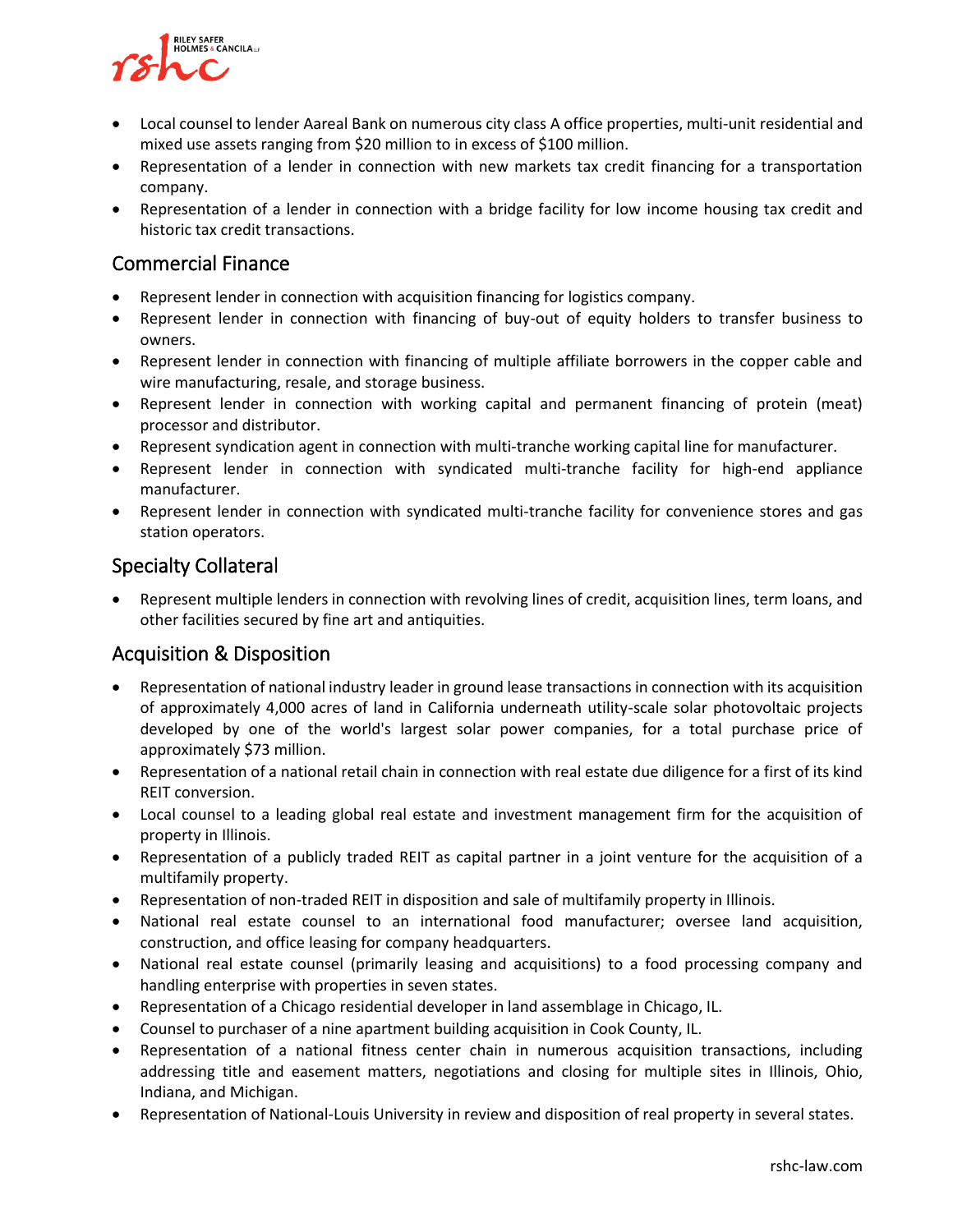- Local counsel to lender Aareal Bank on numerous city class A office properties, multi-unit residential and mixed use assets ranging from $20 million to in excess of $100 million.
- Representation of a lender in connection with new markets tax credit financing for a transportation company.
- Representation of a lender in connection with a bridge facility for low income housing tax credit and historic tax credit transactions.

## Commercial Finance

- Represent lender in connection with acquisition financing for logistics company.
- Represent lender in connection with financing of buy-out of equity holders to transfer business to owners.
- Represent lender in connection with financing of multiple affiliate borrowers in the copper cable and wire manufacturing, resale, and storage business.
- Represent lender in connection with working capital and permanent financing of protein (meat) processor and distributor.
- Represent syndication agent in connection with multi-tranche working capital line for manufacturer.
- Represent lender in connection with syndicated multi-tranche facility for high-end appliance manufacturer.
- Represent lender in connection with syndicated multi-tranche facility for convenience stores and gas station operators.

## Specialty Collateral

- Represent multiple lenders in connection with revolving lines of credit, acquisition lines, term loans, and other facilities secured by fine art and antiquities.

## Acquisition & Disposition

- Representation of national industry leader in ground lease transactions in connection with its acquisition of approximately 4,000 acres of land in California underneath utility-scale solar photovoltaic projects developed by one of the world's largest solar power companies, for a total purchase price of approximately $73 million.
- Representation of a national retail chain in connection with real estate due diligence for a first of its kind REIT conversion.
- Local counsel to a leading global real estate and investment management firm for the acquisition of property in Illinois.
- Representation of a publicly traded REIT as capital partner in a joint venture for the acquisition of a multifamily property.
- Representation of non-traded REIT in disposition and sale of multifamily property in Illinois.
- National real estate counsel to an international food manufacturer; oversee land acquisition, construction, and office leasing for company headquarters.
- National real estate counsel (primarily leasing and acquisitions) to a food processing company and handling enterprise with properties in seven states.
- Representation of a Chicago residential developer in land assemblage in Chicago, IL.
- Counsel to purchaser of a nine apartment building acquisition in Cook County, IL.
- Representation of a national fitness center chain in numerous acquisition transactions, including addressing title and easement matters, negotiations and closing for multiple sites in Illinois, Ohio, Indiana, and Michigan.
- Representation of National-Louis University in review and disposition of real property in several states.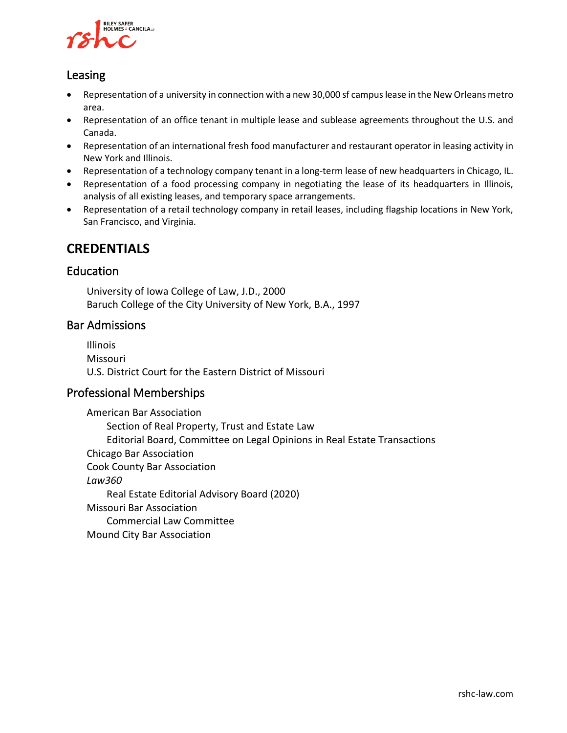### Leasing

- Representation of a university in connection with a new 30,000 sf campus lease in the New Orleans metro area.
- Representation of an office tenant in multiple lease and sublease agreements throughout the U.S. and Canada.
- Representation of an international fresh food manufacturer and restaurant operator in leasing activity in New York and Illinois.
- Representation of a technology company tenant in a long-term lease of new headquarters in Chicago, IL.
- Representation of a food processing company in negotiating the lease of its headquarters in Illinois, analysis of all existing leases, and temporary space arrangements.
- Representation of a retail technology company in retail leases, including flagship locations in New York, San Francisco, and Virginia.

## CREDENTIALS

### Education

University of Iowa College of Law, J.D., 2000
Baruch College of the City University of New York, B.A., 1997

### Bar Admissions

Illinois
Missouri
U.S. District Court for the Eastern District of Missouri

### Professional Memberships

American Bar Association
- Section of Real Property, Trust and Estate Law
- Editorial Board, Committee on Legal Opinions in Real Estate Transactions

Chicago Bar Association
Cook County Bar Association
*Law360*
- Real Estate Editorial Advisory Board (2020)

Missouri Bar Association
- Commercial Law Committee

Mound City Bar Association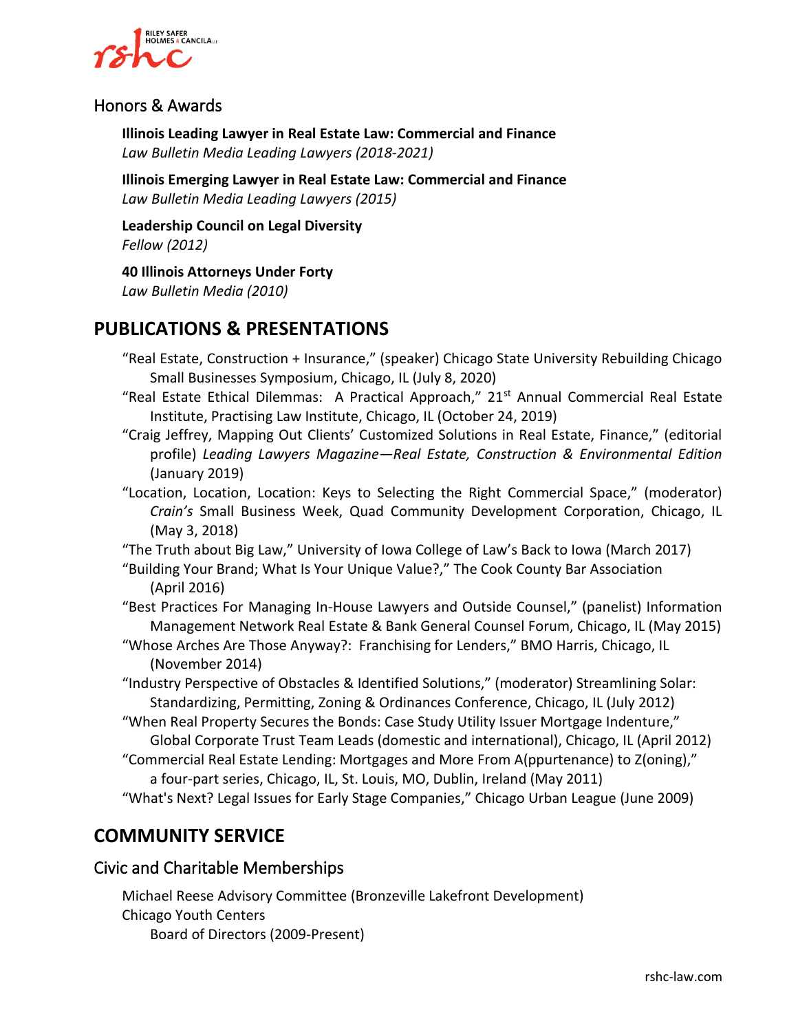## Honors & Awards

**Illinois Leading Lawyer in Real Estate Law: Commercial and Finance**
*Law Bulletin Media Leading Lawyers (2018-2021)*

**Illinois Emerging Lawyer in Real Estate Law: Commercial and Finance**
*Law Bulletin Media Leading Lawyers (2015)*

**Leadership Council on Legal Diversity**
*Fellow (2012)*

**40 Illinois Attorneys Under Forty**
*Law Bulletin Media (2010)*

# PUBLICATIONS & PRESENTATIONS

"Real Estate, Construction + Insurance," (speaker) Chicago State University Rebuilding Chicago Small Businesses Symposium, Chicago, IL (July 8, 2020)

"Real Estate Ethical Dilemmas: A Practical Approach," 21st Annual Commercial Real Estate Institute, Practising Law Institute, Chicago, IL (October 24, 2019)

"Craig Jeffrey, Mapping Out Clients' Customized Solutions in Real Estate, Finance," (editorial profile) *Leading Lawyers Magazine—Real Estate, Construction & Environmental Edition* (January 2019)

"Location, Location, Location: Keys to Selecting the Right Commercial Space," (moderator) *Crain's* Small Business Week, Quad Community Development Corporation, Chicago, IL (May 3, 2018)

"The Truth about Big Law," University of Iowa College of Law's Back to Iowa (March 2017)

"Building Your Brand; What Is Your Unique Value?," The Cook County Bar Association (April 2016)

"Best Practices For Managing In-House Lawyers and Outside Counsel," (panelist) Information Management Network Real Estate & Bank General Counsel Forum, Chicago, IL (May 2015)

"Whose Arches Are Those Anyway?: Franchising for Lenders," BMO Harris, Chicago, IL (November 2014)

"Industry Perspective of Obstacles & Identified Solutions," (moderator) Streamlining Solar: Standardizing, Permitting, Zoning & Ordinances Conference, Chicago, IL (July 2012)

"When Real Property Secures the Bonds: Case Study Utility Issuer Mortgage Indenture," Global Corporate Trust Team Leads (domestic and international), Chicago, IL (April 2012)

"Commercial Real Estate Lending: Mortgages and More From A(ppurtenance) to Z(oning)," a four-part series, Chicago, IL, St. Louis, MO, Dublin, Ireland (May 2011)

"What's Next? Legal Issues for Early Stage Companies," Chicago Urban League (June 2009)

# COMMUNITY SERVICE

## Civic and Charitable Memberships

Michael Reese Advisory Committee (Bronzeville Lakefront Development)

Chicago Youth Centers
- Board of Directors (2009-Present)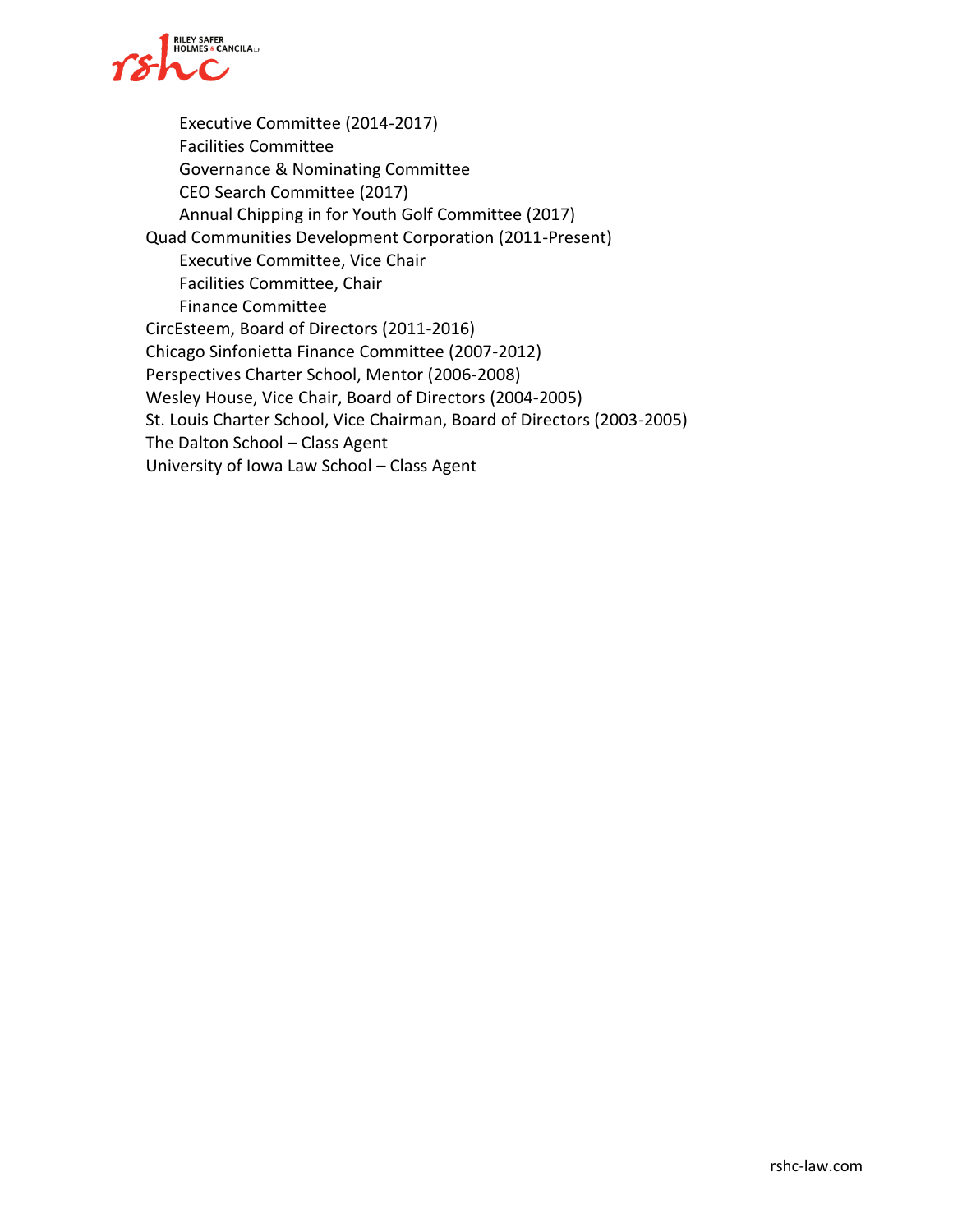- Executive Committee (2014-2017)
- Facilities Committee
- Governance & Nominating Committee
- CEO Search Committee (2017)
- Annual Chipping in for Youth Golf Committee (2017)

Quad Communities Development Corporation (2011-Present)

- Executive Committee, Vice Chair
- Facilities Committee, Chair
- Finance Committee

CircEsteem, Board of Directors (2011-2016)

Chicago Sinfonietta Finance Committee (2007-2012)

Perspectives Charter School, Mentor (2006-2008)

Wesley House, Vice Chair, Board of Directors (2004-2005)

St. Louis Charter School, Vice Chairman, Board of Directors (2003-2005)

The Dalton School – Class Agent

University of Iowa Law School – Class Agent